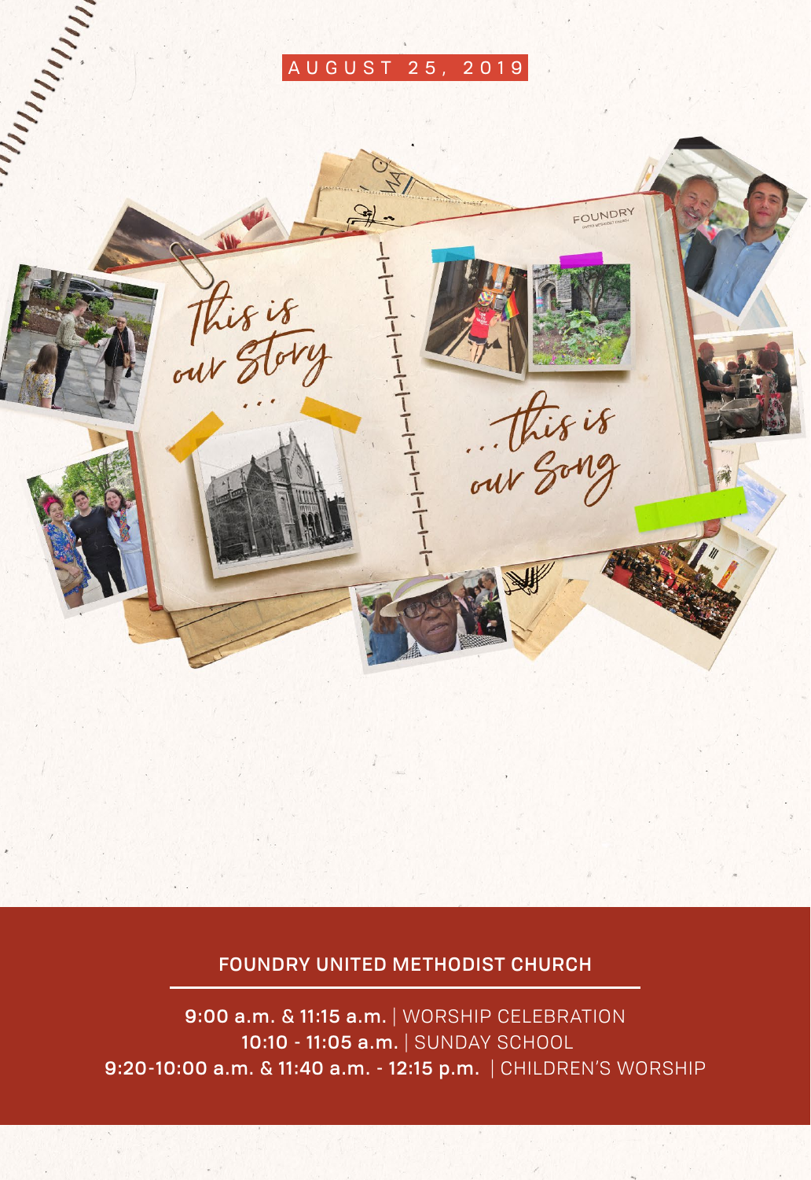AUGUST 25, 2019

*This is our Story . . .*

*. . . this is our Song*

## FOUNDRY UNITED METHODIST CHURCH

**9:00 a.m. & 11:15 a.m.** | WORSHIP CELEBRATION
**10:10 - 11:05 a.m.** | SUNDAY SCHOOL
**9:20-10:00 a.m. & 11:40 a.m. - 12:15 p.m.** | CHILDREN'S WORSHIP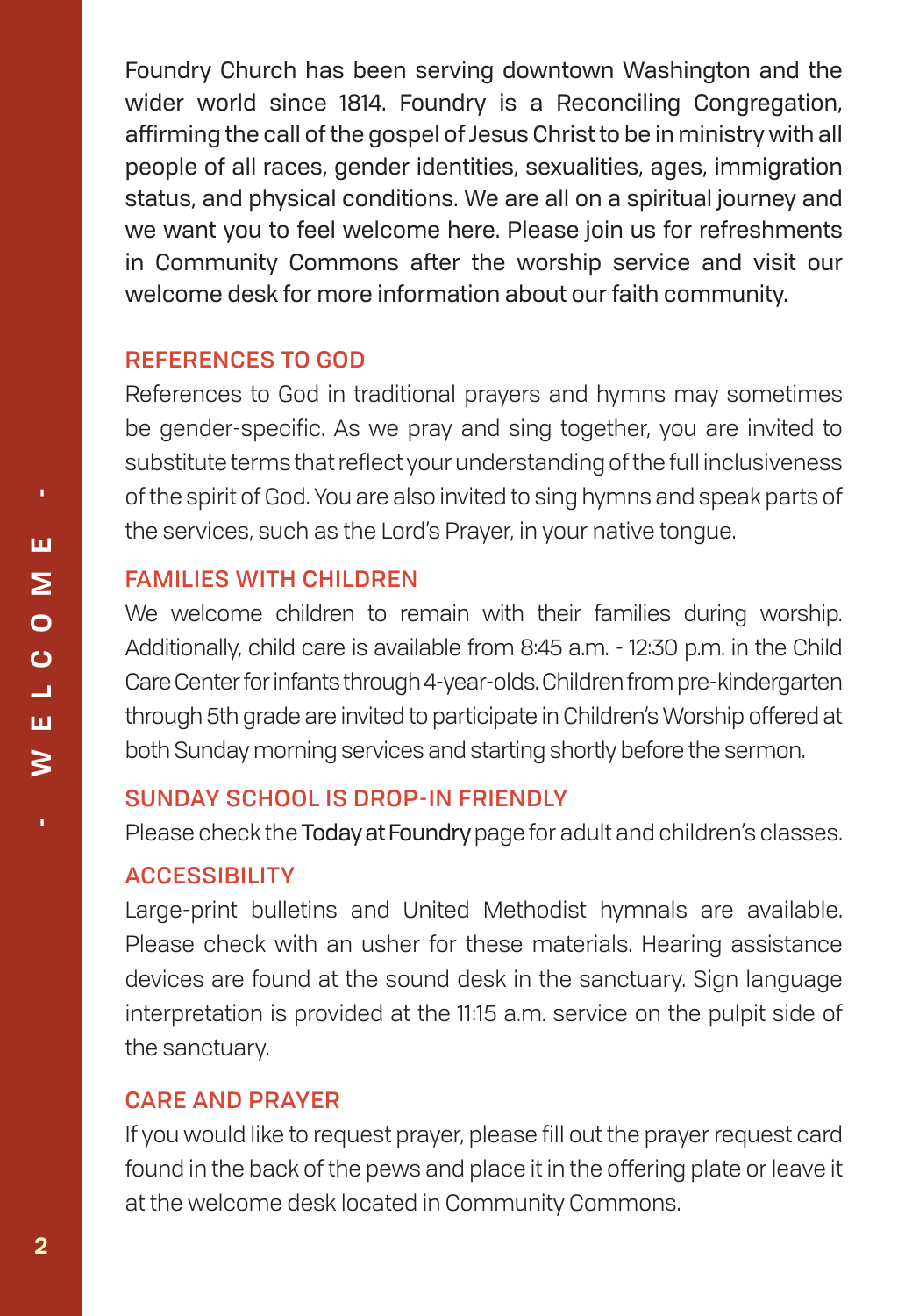Foundry Church has been serving downtown Washington and the wider world since 1814. Foundry is a Reconciling Congregation, affirming the call of the gospel of Jesus Christ to be in ministry with all people of all races, gender identities, sexualities, ages, immigration status, and physical conditions. We are all on a spiritual journey and we want you to feel welcome here. Please join us for refreshments in Community Commons after the worship service and visit our welcome desk for more information about our faith community.

## REFERENCES TO GOD

References to God in traditional prayers and hymns may sometimes be gender-specific. As we pray and sing together, you are invited to substitute terms that reflect your understanding of the full inclusiveness of the spirit of God. You are also invited to sing hymns and speak parts of the services, such as the Lord's Prayer, in your native tongue.

## FAMILIES WITH CHILDREN

We welcome children to remain with their families during worship. Additionally, child care is available from 8:45 a.m. - 12:30 p.m. in the Child Care Center for infants through 4-year-olds. Children from pre-kindergarten through 5th grade are invited to participate in Children's Worship offered at both Sunday morning services and starting shortly before the sermon.

## SUNDAY SCHOOL IS DROP-IN FRIENDLY

Please check the Today at Foundry page for adult and children's classes.

## ACCESSIBILITY

Large-print bulletins and United Methodist hymnals are available. Please check with an usher for these materials. Hearing assistance devices are found at the sound desk in the sanctuary. Sign language interpretation is provided at the 11:15 a.m. service on the pulpit side of the sanctuary.

## CARE AND PRAYER

If you would like to request prayer, please fill out the prayer request card found in the back of the pews and place it in the offering plate or leave it at the welcome desk located in Community Commons.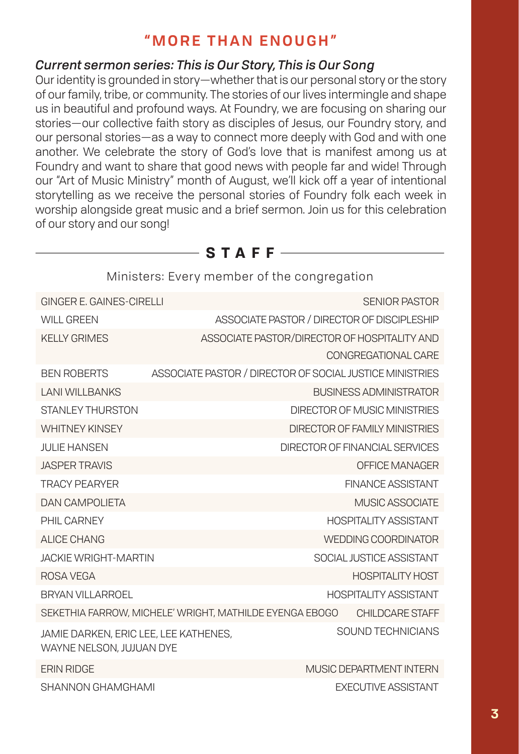## "MORE THAN ENOUGH"

### *Current sermon series: This is Our Story, This is Our Song*

Our identity is grounded in story—whether that is our personal story or the story of our family, tribe, or community. The stories of our lives intermingle and shape us in beautiful and profound ways. At Foundry, we are focusing on sharing our stories—our collective faith story as disciples of Jesus, our Foundry story, and our personal stories—as a way to connect more deeply with God and with one another. We celebrate the story of God's love that is manifest among us at Foundry and want to share that good news with people far and wide! Through our "Art of Music Ministry" month of August, we'll kick off a year of intentional storytelling as we receive the personal stories of Foundry folk each week in worship alongside great music and a brief sermon. Join us for this celebration of our story and our song!

## STAFF

Ministers: Every member of the congregation

| Name | Role |
|---|---|
| GINGER E. GAINES-CIRELLI | SENIOR PASTOR |
| WILL GREEN | ASSOCIATE PASTOR / DIRECTOR OF DISCIPLESHIP |
| KELLY GRIMES | ASSOCIATE PASTOR/DIRECTOR OF HOSPITALITY AND CONGREGATIONAL CARE |
| BEN ROBERTS | ASSOCIATE PASTOR / DIRECTOR OF SOCIAL JUSTICE MINISTRIES |
| LANI WILLBANKS | BUSINESS ADMINISTRATOR |
| STANLEY THURSTON | DIRECTOR OF MUSIC MINISTRIES |
| WHITNEY KINSEY | DIRECTOR OF FAMILY MINISTRIES |
| JULIE HANSEN | DIRECTOR OF FINANCIAL SERVICES |
| JASPER TRAVIS | OFFICE MANAGER |
| TRACY PEARYER | FINANCE ASSISTANT |
| DAN CAMPOLIETA | MUSIC ASSOCIATE |
| PHIL CARNEY | HOSPITALITY ASSISTANT |
| ALICE CHANG | WEDDING COORDINATOR |
| JACKIE WRIGHT-MARTIN | SOCIAL JUSTICE ASSISTANT |
| ROSA VEGA | HOSPITALITY HOST |
| BRYAN VILLARROEL | HOSPITALITY ASSISTANT |
| SEKETHIA FARROW, MICHELE' WRIGHT, MATHILDE EYENGA EBOGO | CHILDCARE STAFF |
| JAMIE DARKEN, ERIC LEE, LEE KATHENES, WAYNE NELSON, JUJUAN DYE | SOUND TECHNICIANS |
| ERIN RIDGE | MUSIC DEPARTMENT INTERN |
| SHANNON GHAMGHAMI | EXECUTIVE ASSISTANT |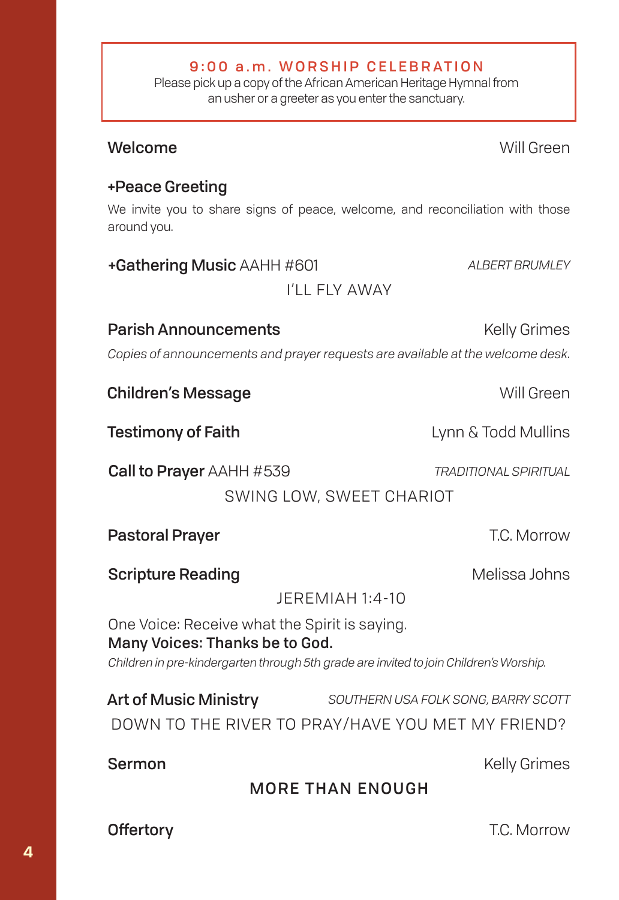## 9:00 a.m. WORSHIP CELEBRATION

Please pick up a copy of the African American Heritage Hymnal from an usher or a greeter as you enter the sanctuary.

**Welcome** — Will Green

**+Peace Greeting**

We invite you to share signs of peace, welcome, and reconciliation with those around you.

**+Gathering Music** AAHH #601 — *ALBERT BRUMLEY*

I'LL FLY AWAY

**Parish Announcements** — Kelly Grimes

*Copies of announcements and prayer requests are available at the welcome desk.*

**Children's Message** — Will Green

**Testimony of Faith** — Lynn & Todd Mullins

**Call to Prayer** AAHH #539 — *TRADITIONAL SPIRITUAL*

SWING LOW, SWEET CHARIOT

**Pastoral Prayer** — T.C. Morrow

**Scripture Reading** — Melissa Johns

JEREMIAH 1:4-10

One Voice: Receive what the Spirit is saying.
**Many Voices: Thanks be to God.**

*Children in pre-kindergarten through 5th grade are invited to join Children's Worship.*

**Art of Music Ministry** — *SOUTHERN USA FOLK SONG, BARRY SCOTT*

DOWN TO THE RIVER TO PRAY/HAVE YOU MET MY FRIEND?

**Sermon** — Kelly Grimes

**MORE THAN ENOUGH**

**Offertory** — T.C. Morrow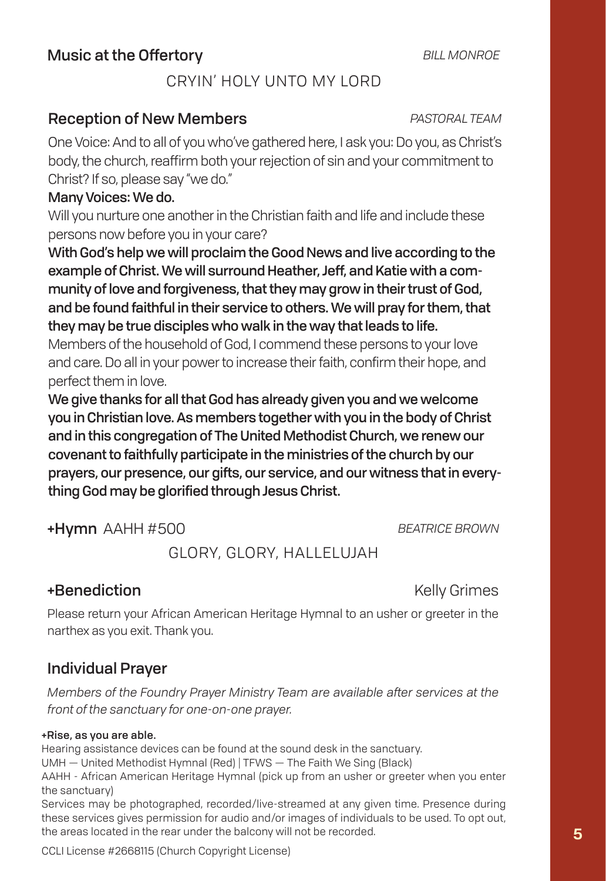## Music at the Offertory *BILL MONROE*

CRYIN' HOLY UNTO MY LORD

## Reception of New Members *PASTORAL TEAM*

One Voice: And to all of you who've gathered here, I ask you: Do you, as Christ's body, the church, reaffirm both your rejection of sin and your commitment to Christ? If so, please say "we do."

**Many Voices: We do.**

Will you nurture one another in the Christian faith and life and include these persons now before you in your care?

**With God's help we will proclaim the Good News and live according to the example of Christ. We will surround Heather, Jeff, and Katie with a community of love and forgiveness, that they may grow in their trust of God, and be found faithful in their service to others. We will pray for them, that they may be true disciples who walk in the way that leads to life.**

Members of the household of God, I commend these persons to your love and care. Do all in your power to increase their faith, confirm their hope, and perfect them in love.

**We give thanks for all that God has already given you and we welcome you in Christian love. As members together with you in the body of Christ and in this congregation of The United Methodist Church, we renew our covenant to faithfully participate in the ministries of the church by our prayers, our presence, our gifts, our service, and our witness that in everything God may be glorified through Jesus Christ.**

## +Hymn AAHH #500 *BEATRICE BROWN*

GLORY, GLORY, HALLELUJAH

## +Benediction Kelly Grimes

Please return your African American Heritage Hymnal to an usher or greeter in the narthex as you exit. Thank you.

## Individual Prayer

*Members of the Foundry Prayer Ministry Team are available after services at the front of the sanctuary for one-on-one prayer.*

**+Rise, as you are able.**

Hearing assistance devices can be found at the sound desk in the sanctuary.

UMH — United Methodist Hymnal (Red) | TFWS — The Faith We Sing (Black)

AAHH - African American Heritage Hymnal (pick up from an usher or greeter when you enter the sanctuary)

Services may be photographed, recorded/live-streamed at any given time. Presence during these services gives permission for audio and/or images of individuals to be used. To opt out, the areas located in the rear under the balcony will not be recorded.

CCLI License #2668115 (Church Copyright License)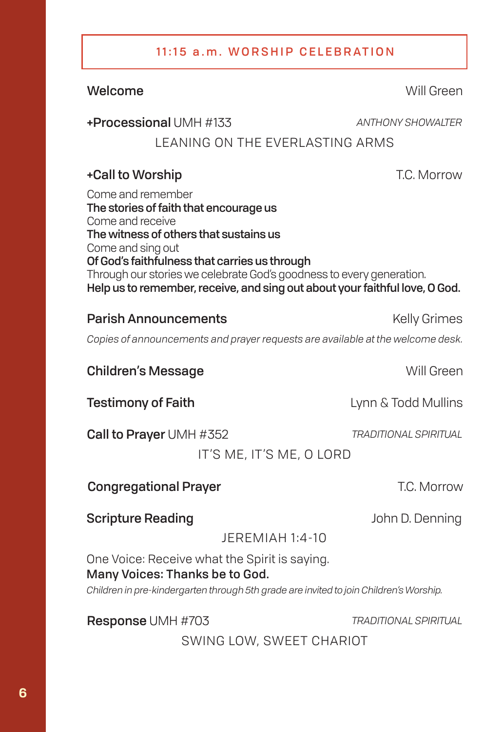## 11:15 a.m. WORSHIP CELEBRATION

**Welcome** — Will Green

**+Processional** UMH #133 — *ANTHONY SHOWALTER*

LEANING ON THE EVERLASTING ARMS

**+Call to Worship** — T.C. Morrow

Come and remember
**The stories of faith that encourage us**
Come and receive
**The witness of others that sustains us**
Come and sing out
**Of God's faithfulness that carries us through**
Through our stories we celebrate God's goodness to every generation.
**Help us to remember, receive, and sing out about your faithful love, O God.**

**Parish Announcements** — Kelly Grimes

*Copies of announcements and prayer requests are available at the welcome desk.*

**Children's Message** — Will Green

**Testimony of Faith** — Lynn & Todd Mullins

**Call to Prayer** UMH #352 — *TRADITIONAL SPIRITUAL*

IT'S ME, IT'S ME, O LORD

**Congregational Prayer** — T.C. Morrow

**Scripture Reading** — John D. Denning

JEREMIAH 1:4-10

One Voice: Receive what the Spirit is saying.
**Many Voices: Thanks be to God.**

*Children in pre-kindergarten through 5th grade are invited to join Children's Worship.*

**Response** UMH #703 — *TRADITIONAL SPIRITUAL*

SWING LOW, SWEET CHARIOT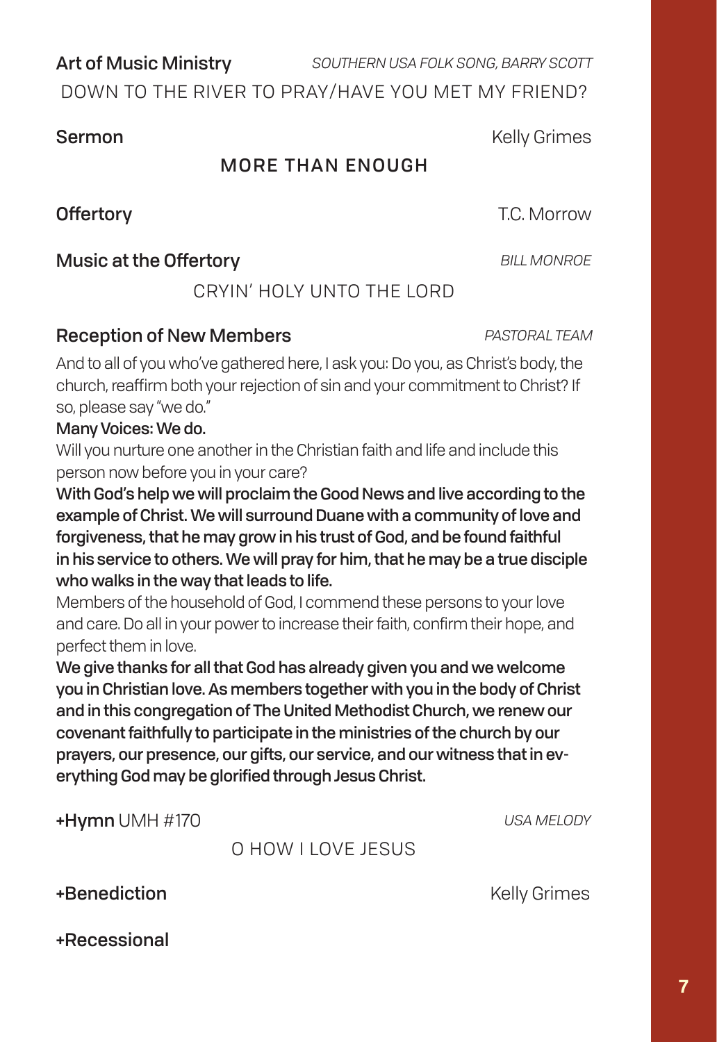**Art of Music Ministry** *SOUTHERN USA FOLK SONG, BARRY SCOTT*

DOWN TO THE RIVER TO PRAY/HAVE YOU MET MY FRIEND?

**Sermon** Kelly Grimes

**MORE THAN ENOUGH**

**Offertory** T.C. Morrow

**Music at the Offertory** *BILL MONROE*

CRYIN' HOLY UNTO THE LORD

**Reception of New Members** *PASTORAL TEAM*

And to all of you who've gathered here, I ask you: Do you, as Christ's body, the church, reaffirm both your rejection of sin and your commitment to Christ? If so, please say "we do."

**Many Voices: We do.**

Will you nurture one another in the Christian faith and life and include this person now before you in your care?

**With God's help we will proclaim the Good News and live according to the example of Christ. We will surround Duane with a community of love and forgiveness, that he may grow in his trust of God, and be found faithful in his service to others. We will pray for him, that he may be a true disciple who walks in the way that leads to life.**

Members of the household of God, I commend these persons to your love and care. Do all in your power to increase their faith, confirm their hope, and perfect them in love.

**We give thanks for all that God has already given you and we welcome you in Christian love. As members together with you in the body of Christ and in this congregation of The United Methodist Church, we renew our covenant faithfully to participate in the ministries of the church by our prayers, our presence, our gifts, our service, and our witness that in everything God may be glorified through Jesus Christ.**

**+Hymn** UMH #170 *USA MELODY*

O HOW I LOVE JESUS

**+Benediction** Kelly Grimes

**+Recessional**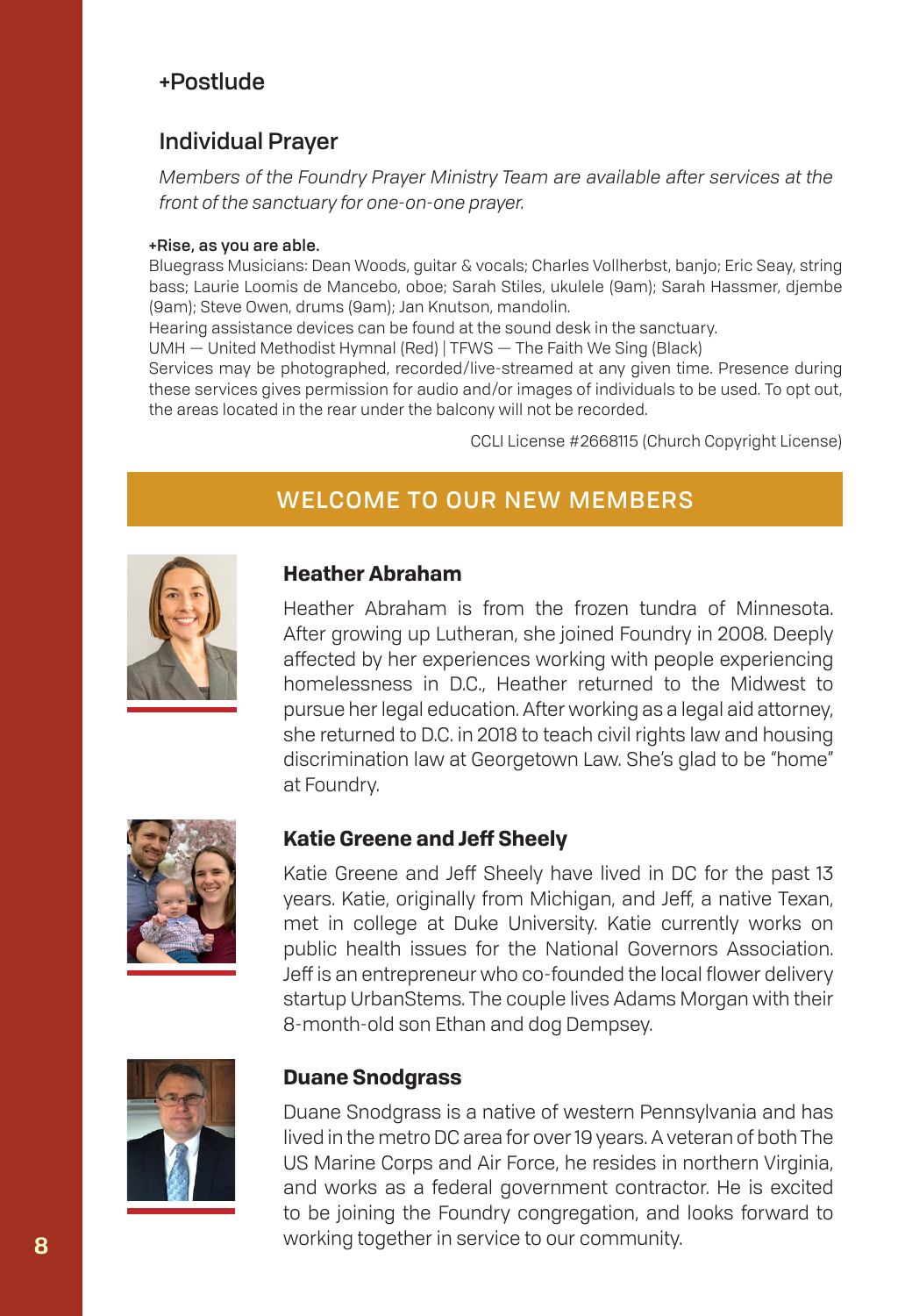## +Postlude

## Individual Prayer

*Members of the Foundry Prayer Ministry Team are available after services at the front of the sanctuary for one-on-one prayer.*

**+Rise, as you are able.**
Bluegrass Musicians: Dean Woods, guitar & vocals; Charles Vollherbst, banjo; Eric Seay, string bass; Laurie Loomis de Mancebo, oboe; Sarah Stiles, ukulele (9am); Sarah Hassmer, djembe (9am); Steve Owen, drums (9am); Jan Knutson, mandolin.
Hearing assistance devices can be found at the sound desk in the sanctuary.
UMH — United Methodist Hymnal (Red) | TFWS — The Faith We Sing (Black)
Services may be photographed, recorded/live-streamed at any given time. Presence during these services gives permission for audio and/or images of individuals to be used. To opt out, the areas located in the rear under the balcony will not be recorded.

CCLI License #2668115 (Church Copyright License)

## WELCOME TO OUR NEW MEMBERS

### Heather Abraham

Heather Abraham is from the frozen tundra of Minnesota. After growing up Lutheran, she joined Foundry in 2008. Deeply affected by her experiences working with people experiencing homelessness in D.C., Heather returned to the Midwest to pursue her legal education. After working as a legal aid attorney, she returned to D.C. in 2018 to teach civil rights law and housing discrimination law at Georgetown Law. She's glad to be "home" at Foundry.

### Katie Greene and Jeff Sheely

Katie Greene and Jeff Sheely have lived in DC for the past 13 years. Katie, originally from Michigan, and Jeff, a native Texan, met in college at Duke University. Katie currently works on public health issues for the National Governors Association. Jeff is an entrepreneur who co-founded the local flower delivery startup UrbanStems. The couple lives Adams Morgan with their 8-month-old son Ethan and dog Dempsey.

### Duane Snodgrass

Duane Snodgrass is a native of western Pennsylvania and has lived in the metro DC area for over 19 years. A veteran of both The US Marine Corps and Air Force, he resides in northern Virginia, and works as a federal government contractor. He is excited to be joining the Foundry congregation, and looks forward to working together in service to our community.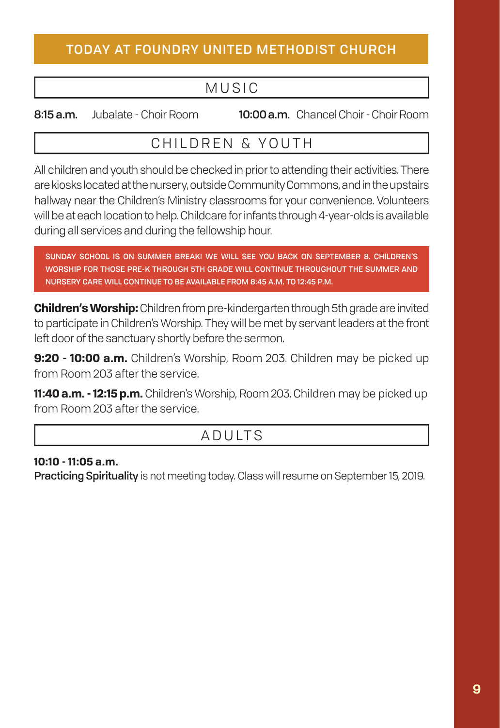# TODAY AT FOUNDRY UNITED METHODIST CHURCH

## MUSIC

**8:15 a.m.** Jubalate - Choir Room

**10:00 a.m.** Chancel Choir - Choir Room

## CHILDREN & YOUTH

All children and youth should be checked in prior to attending their activities. There are kiosks located at the nursery, outside Community Commons, and in the upstairs hallway near the Children's Ministry classrooms for your convenience. Volunteers will be at each location to help. Childcare for infants through 4-year-olds is available during all services and during the fellowship hour.

**SUNDAY SCHOOL IS ON SUMMER BREAK! WE WILL SEE YOU BACK ON SEPTEMBER 8. CHILDREN'S WORSHIP FOR THOSE PRE-K THROUGH 5TH GRADE WILL CONTINUE THROUGHOUT THE SUMMER AND NURSERY CARE WILL CONTINUE TO BE AVAILABLE FROM 8:45 A.M. TO 12:45 P.M.**

**Children's Worship:** Children from pre-kindergarten through 5th grade are invited to participate in Children's Worship. They will be met by servant leaders at the front left door of the sanctuary shortly before the sermon.

**9:20 - 10:00 a.m.** Children's Worship, Room 203. Children may be picked up from Room 203 after the service.

**11:40 a.m. - 12:15 p.m.** Children's Worship, Room 203. Children may be picked up from Room 203 after the service.

## ADULTS

**10:10 - 11:05 a.m.**

**Practicing Spirituality** is not meeting today. Class will resume on September 15, 2019.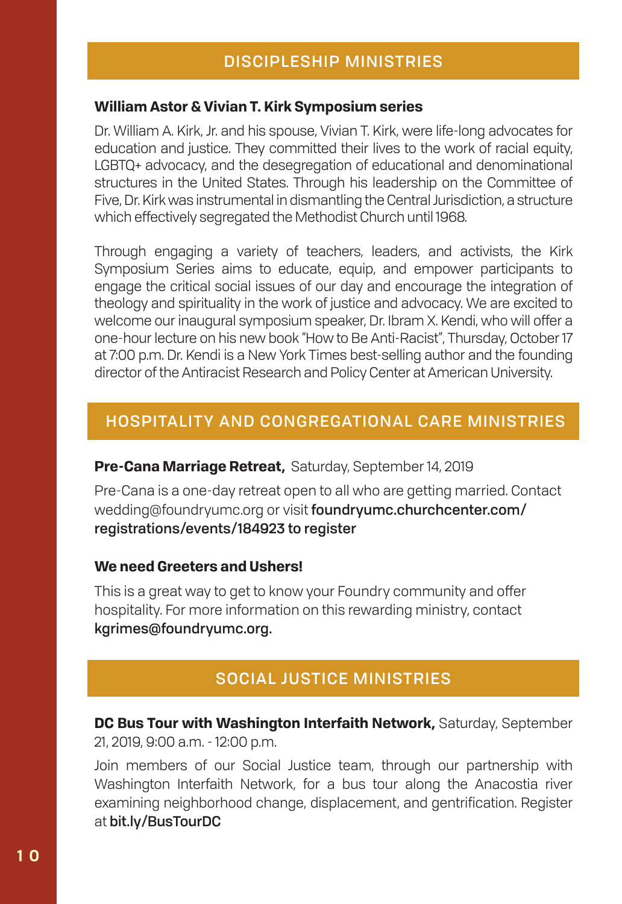## DISCIPLESHIP MINISTRIES

**William Astor & Vivian T. Kirk Symposium series**

Dr. William A. Kirk, Jr. and his spouse, Vivian T. Kirk, were life-long advocates for education and justice. They committed their lives to the work of racial equity, LGBTQ+ advocacy, and the desegregation of educational and denominational structures in the United States. Through his leadership on the Committee of Five, Dr. Kirk was instrumental in dismantling the Central Jurisdiction, a structure which effectively segregated the Methodist Church until 1968.

Through engaging a variety of teachers, leaders, and activists, the Kirk Symposium Series aims to educate, equip, and empower participants to engage the critical social issues of our day and encourage the integration of theology and spirituality in the work of justice and advocacy. We are excited to welcome our inaugural symposium speaker, Dr. Ibram X. Kendi, who will offer a one-hour lecture on his new book "How to Be Anti-Racist", Thursday, October 17 at 7:00 p.m. Dr. Kendi is a New York Times best-selling author and the founding director of the Antiracist Research and Policy Center at American University.

## HOSPITALITY AND CONGREGATIONAL CARE MINISTRIES

**Pre-Cana Marriage Retreat,** Saturday, September 14, 2019

Pre-Cana is a one-day retreat open to all who are getting married. Contact wedding@foundryumc.org or visit **foundryumc.churchcenter.com/registrations/events/184923 to register**

**We need Greeters and Ushers!**

This is a great way to get to know your Foundry community and offer hospitality. For more information on this rewarding ministry, contact **kgrimes@foundryumc.org.**

## SOCIAL JUSTICE MINISTRIES

**DC Bus Tour with Washington Interfaith Network,** Saturday, September 21, 2019, 9:00 a.m. - 12:00 p.m.

Join members of our Social Justice team, through our partnership with Washington Interfaith Network, for a bus tour along the Anacostia river examining neighborhood change, displacement, and gentrification. Register at **bit.ly/BusTourDC**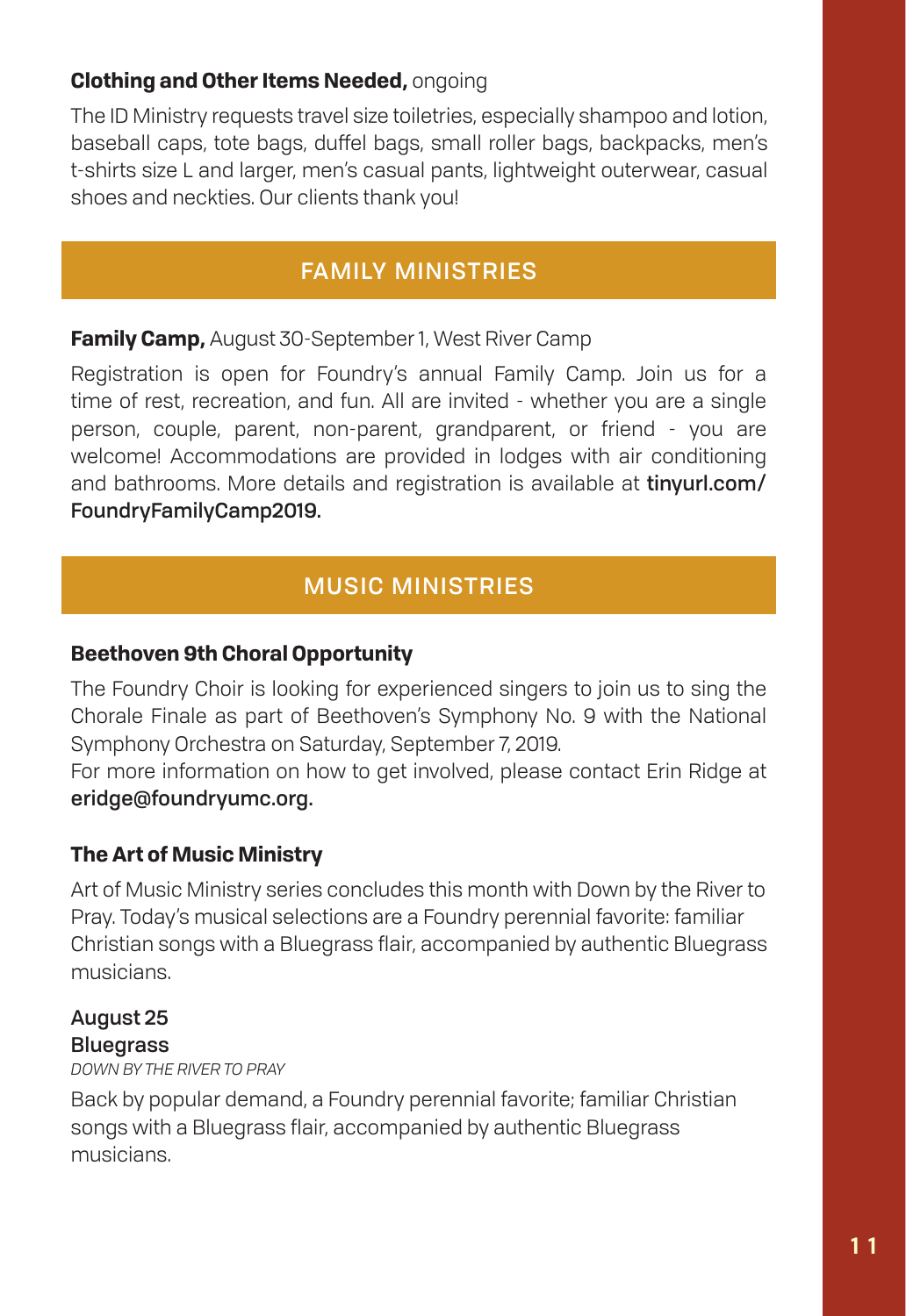**Clothing and Other Items Needed,** ongoing

The ID Ministry requests travel size toiletries, especially shampoo and lotion, baseball caps, tote bags, duffel bags, small roller bags, backpacks, men's t-shirts size L and larger, men's casual pants, lightweight outerwear, casual shoes and neckties. Our clients thank you!

## FAMILY MINISTRIES

**Family Camp,** August 30-September 1, West River Camp

Registration is open for Foundry's annual Family Camp. Join us for a time of rest, recreation, and fun. All are invited - whether you are a single person, couple, parent, non-parent, grandparent, or friend - you are welcome! Accommodations are provided in lodges with air conditioning and bathrooms. More details and registration is available at **tinyurl.com/FoundryFamilyCamp2019.**

## MUSIC MINISTRIES

**Beethoven 9th Choral Opportunity**

The Foundry Choir is looking for experienced singers to join us to sing the Chorale Finale as part of Beethoven's Symphony No. 9 with the National Symphony Orchestra on Saturday, September 7, 2019.

For more information on how to get involved, please contact Erin Ridge at **eridge@foundryumc.org.**

**The Art of Music Ministry**

Art of Music Ministry series concludes this month with Down by the River to Pray. Today's musical selections are a Foundry perennial favorite: familiar Christian songs with a Bluegrass flair, accompanied by authentic Bluegrass musicians.

**August 25**
**Bluegrass**
*DOWN BY THE RIVER TO PRAY*

Back by popular demand, a Foundry perennial favorite; familiar Christian songs with a Bluegrass flair, accompanied by authentic Bluegrass musicians.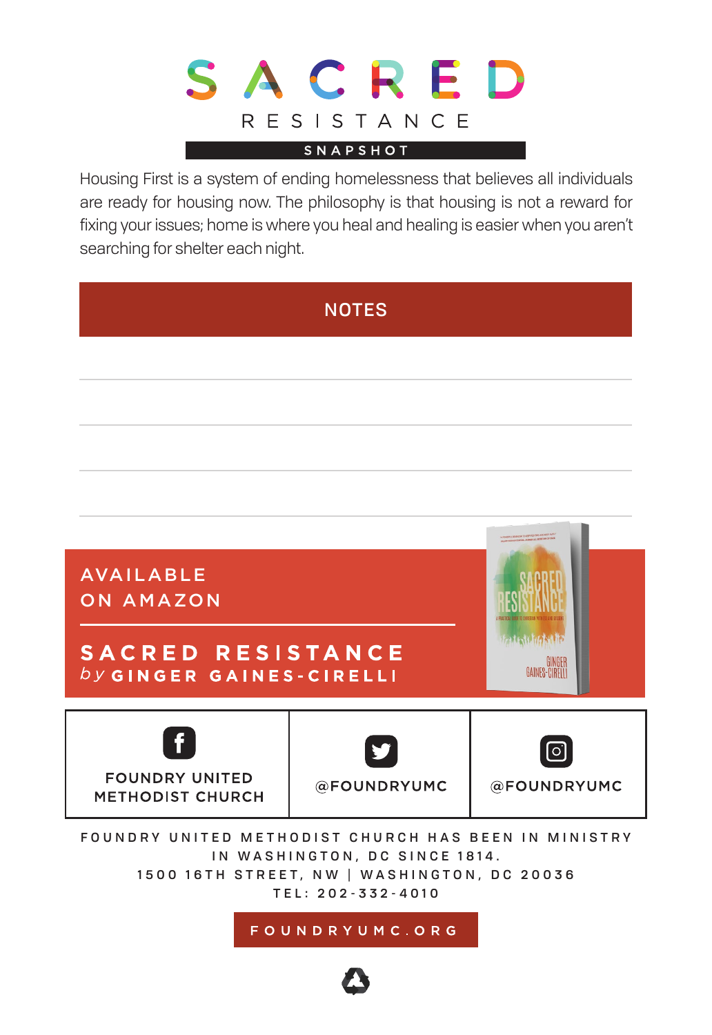# SACRED

RESISTANCE

SNAPSHOT

Housing First is a system of ending homelessness that believes all individuals are ready for housing now. The philosophy is that housing is not a reward for fixing your issues; home is where you heal and healing is easier when you aren't searching for shelter each night.

## NOTES

AVAILABLE ON AMAZON

**SACRED RESISTANCE**
*by* **GINGER GAINES-CIRELLI**

| | | |
|---|---|---|
| FOUNDRY UNITED METHODIST CHURCH | @FOUNDRYUMC | @FOUNDRYUMC |

FOUNDRY UNITED METHODIST CHURCH HAS BEEN IN MINISTRY IN WASHINGTON, DC SINCE 1814.
1500 16TH STREET, NW | WASHINGTON, DC 20036
TEL: 202-332-4010

FOUNDRYUMC.ORG